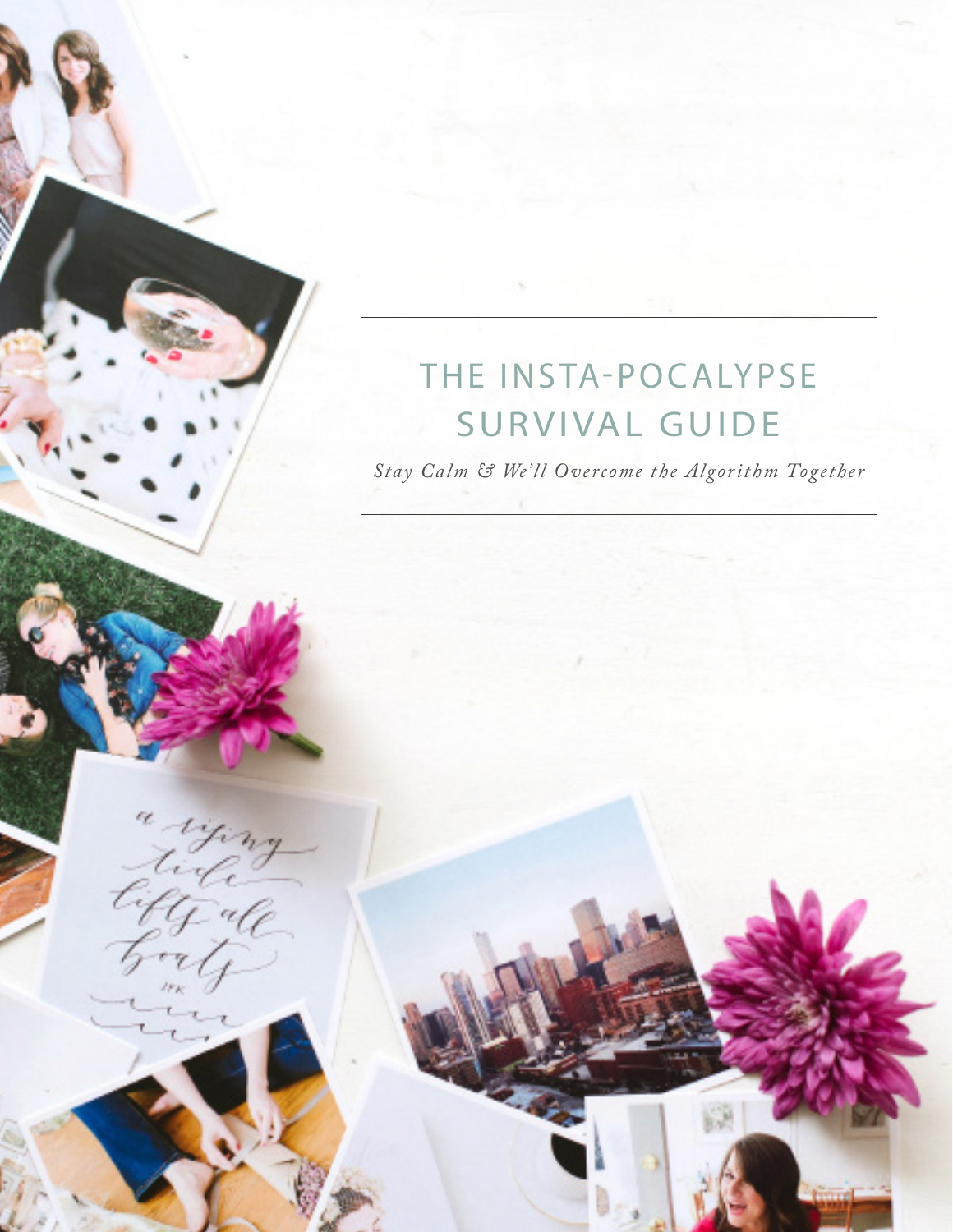# THE INSTA-POCALYPSE SURVIVAL GUIDE

*Stay Calm & We'll Overcome the Algorithm Together*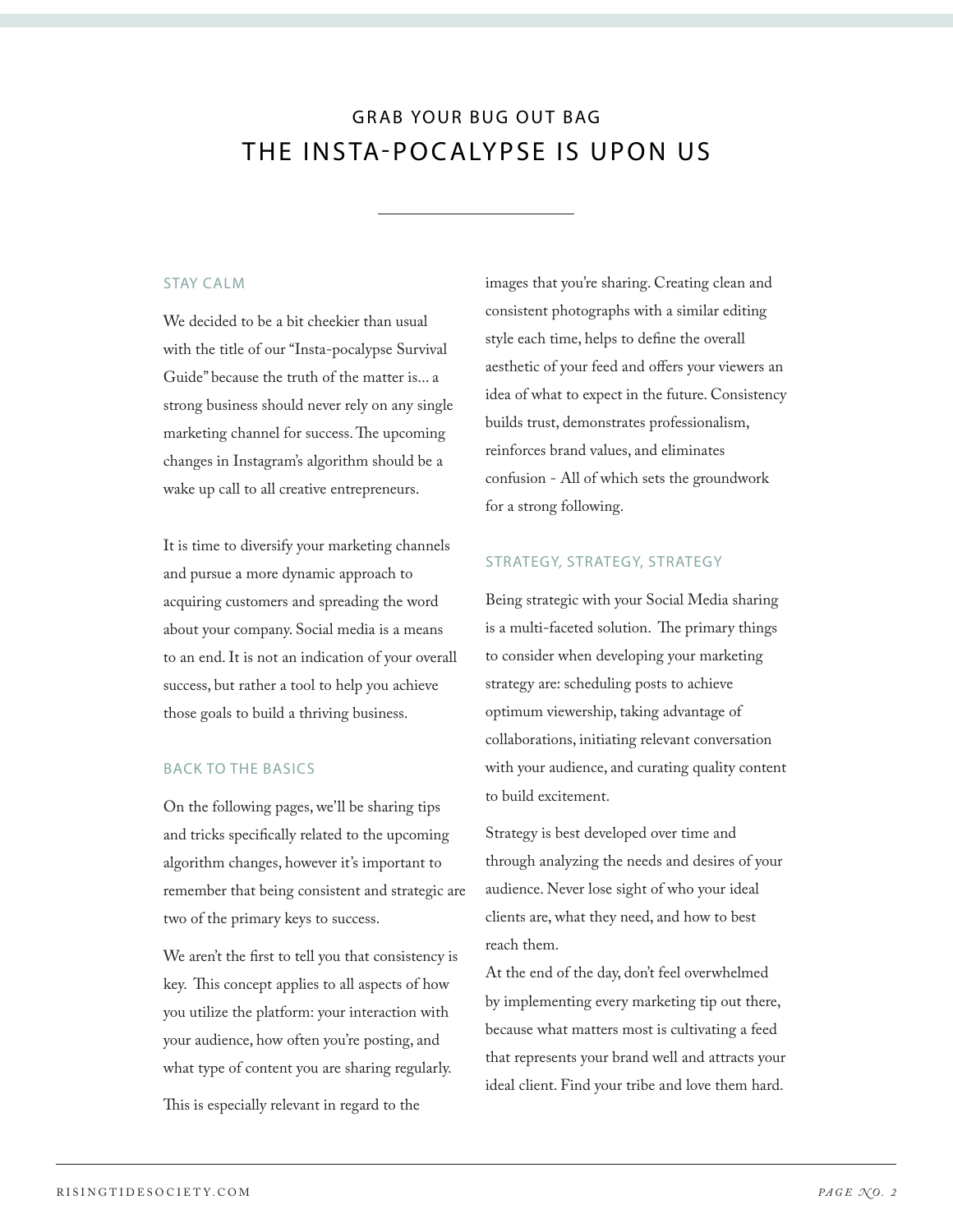## GRAB YOUR BUG OUT BAG

# THE INSTA-POCALYPSE IS UPON US

### STAY CALM

We decided to be a bit cheekier than usual with the title of our "Insta-pocalypse Survival Guide" because the truth of the matter is... a strong business should never rely on any single marketing channel for success. The upcoming changes in Instagram's algorithm should be a wake up call to all creative entrepreneurs.

It is time to diversify your marketing channels and pursue a more dynamic approach to acquiring customers and spreading the word about your company. Social media is a means to an end. It is not an indication of your overall success, but rather a tool to help you achieve those goals to build a thriving business.

### BACK TO THE BASICS

On the following pages, we'll be sharing tips and tricks specifically related to the upcoming algorithm changes, however it's important to remember that being consistent and strategic are two of the primary keys to success.

We aren't the first to tell you that consistency is key. This concept applies to all aspects of how you utilize the platform: your interaction with your audience, how often you're posting, and what type of content you are sharing regularly.

This is especially relevant in regard to the images that you're sharing. Creating clean and consistent photographs with a similar editing style each time, helps to define the overall aesthetic of your feed and offers your viewers an idea of what to expect in the future. Consistency builds trust, demonstrates professionalism, reinforces brand values, and eliminates confusion - All of which sets the groundwork for a strong following.

### STRATEGY, STRATEGY, STRATEGY

Being strategic with your Social Media sharing is a multi-faceted solution. The primary things to consider when developing your marketing strategy are: scheduling posts to achieve optimum viewership, taking advantage of collaborations, initiating relevant conversation with your audience, and curating quality content to build excitement.

Strategy is best developed over time and through analyzing the needs and desires of your audience. Never lose sight of who your ideal clients are, what they need, and how to best reach them.

At the end of the day, don't feel overwhelmed by implementing every marketing tip out there, because what matters most is cultivating a feed that represents your brand well and attracts your ideal client. Find your tribe and love them hard.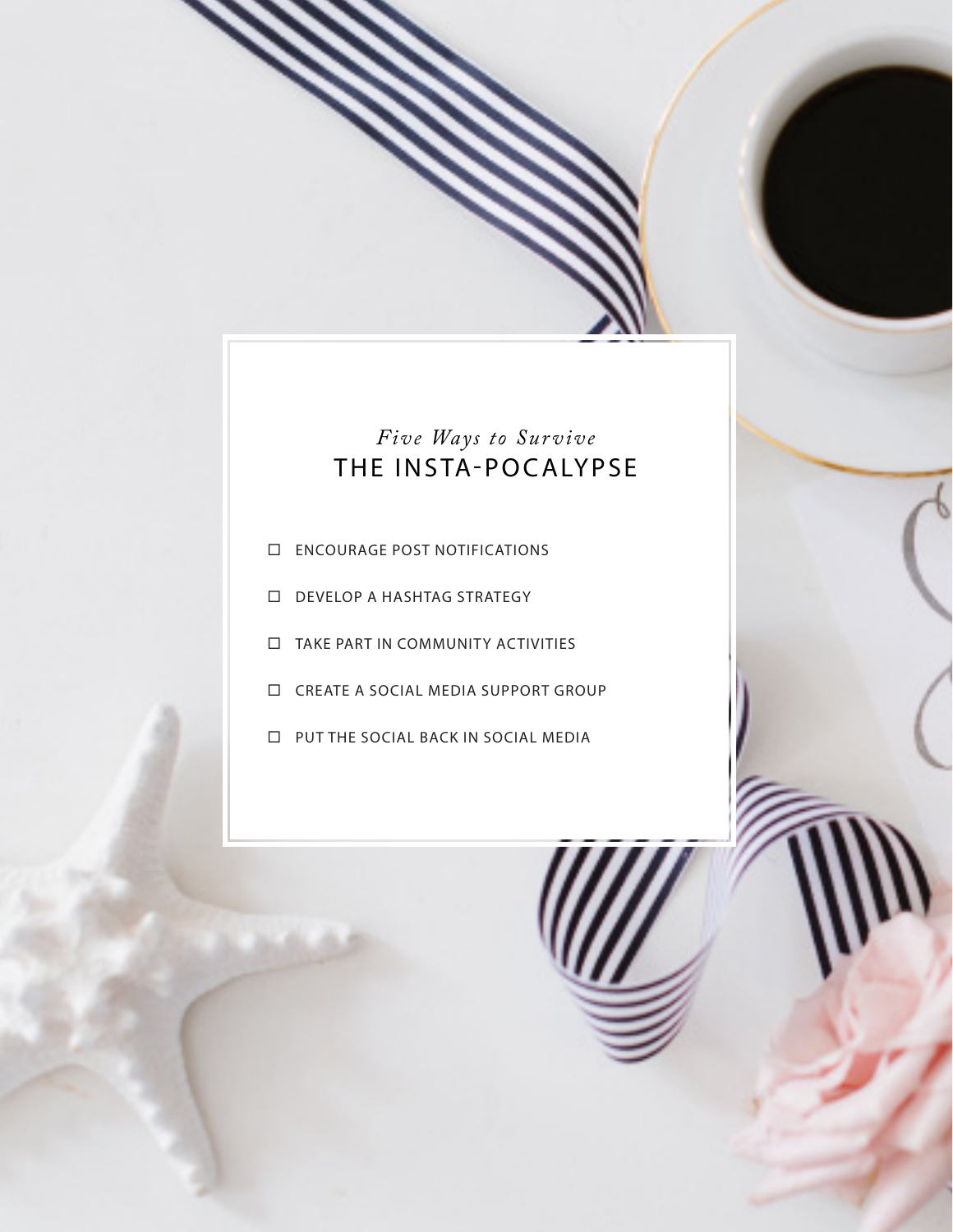## *Five Ways to Survive*
## THE INSTA-POCALYPSE

- [ ] ENCOURAGE POST NOTIFICATIONS
- [ ] DEVELOP A HASHTAG STRATEGY
- [ ] TAKE PART IN COMMUNITY ACTIVITIES
- [ ] CREATE A SOCIAL MEDIA SUPPORT GROUP
- [ ] PUT THE SOCIAL BACK IN SOCIAL MEDIA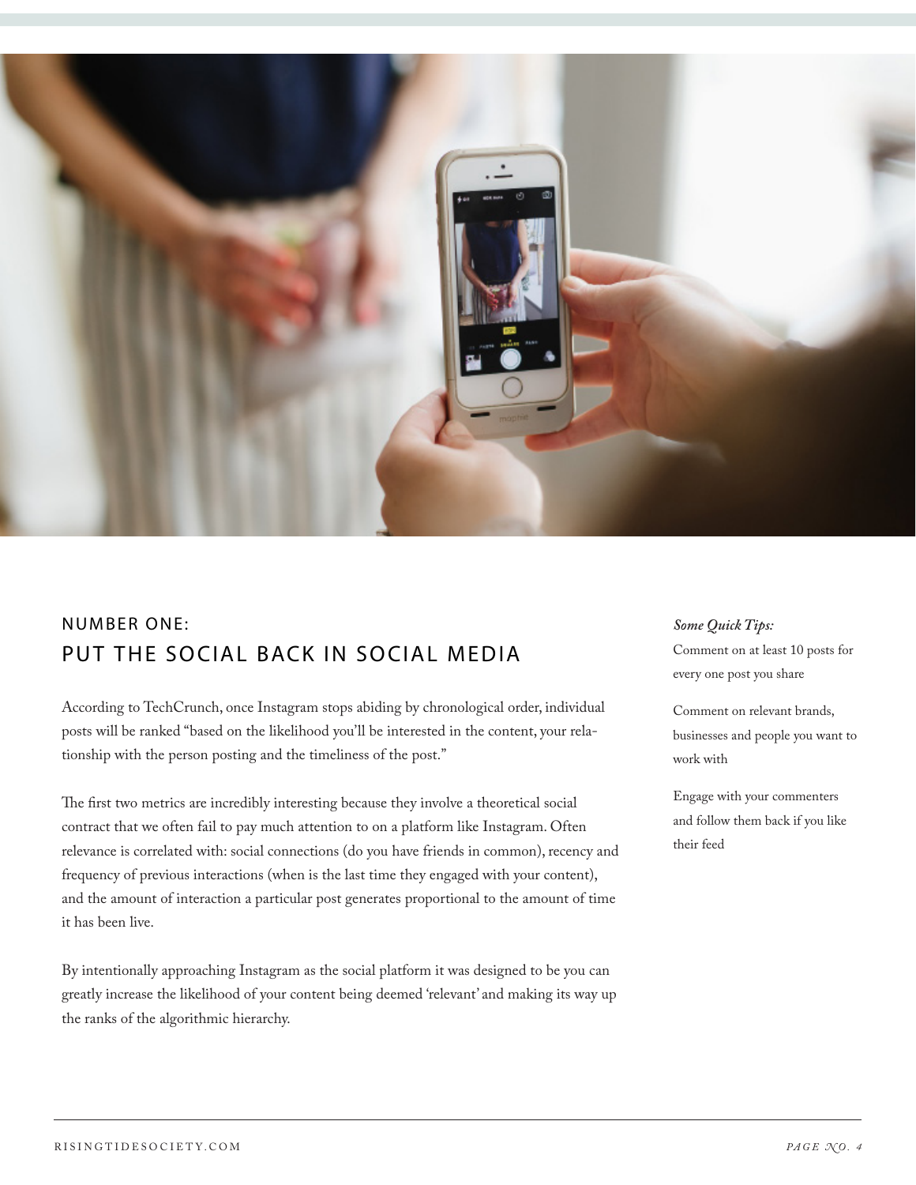## NUMBER ONE:
## PUT THE SOCIAL BACK IN SOCIAL MEDIA

According to TechCrunch, once Instagram stops abiding by chronological order, individual posts will be ranked "based on the likelihood you'll be interested in the content, your relationship with the person posting and the timeliness of the post."

The first two metrics are incredibly interesting because they involve a theoretical social contract that we often fail to pay much attention to on a platform like Instagram. Often relevance is correlated with: social connections (do you have friends in common), recency and frequency of previous interactions (when is the last time they engaged with your content), and the amount of interaction a particular post generates proportional to the amount of time it has been live.

By intentionally approaching Instagram as the social platform it was designed to be you can greatly increase the likelihood of your content being deemed 'relevant' and making its way up the ranks of the algorithmic hierarchy.

***Some Quick Tips:***

Comment on at least 10 posts for every one post you share

Comment on relevant brands, businesses and people you want to work with

Engage with your commenters and follow them back if you like their feed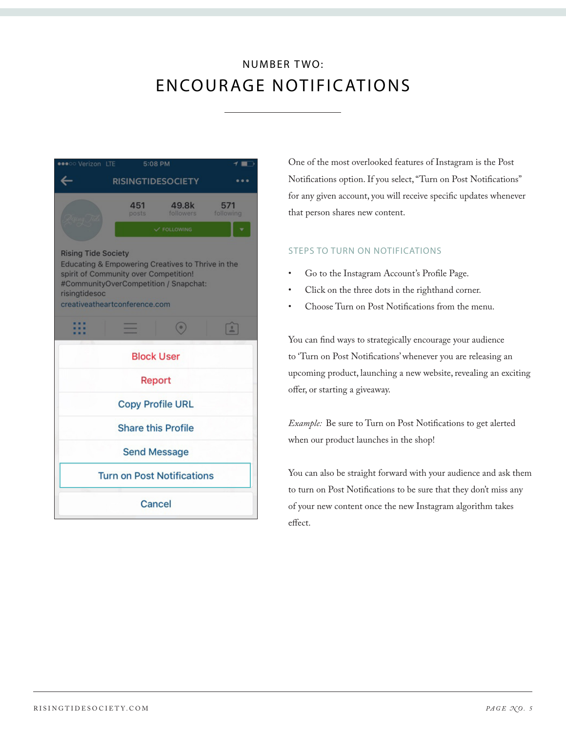NUMBER TWO:

# ENCOURAGE NOTIFICATIONS

One of the most overlooked features of Instagram is the Post Notifications option. If you select, "Turn on Post Notifications" for any given account, you will receive specific updates whenever that person shares new content.

## STEPS TO TURN ON NOTIFICATIONS

- Go to the Instagram Account's Profile Page.
- Click on the three dots in the righthand corner.
- Choose Turn on Post Notifications from the menu.

You can find ways to strategically encourage your audience to 'Turn on Post Notifications' whenever you are releasing an upcoming product, launching a new website, revealing an exciting offer, or starting a giveaway.

*Example:* Be sure to Turn on Post Notifications to get alerted when our product launches in the shop!

You can also be straight forward with your audience and ask them to turn on Post Notifications to be sure that they don't miss any of your new content once the new Instagram algorithm takes effect.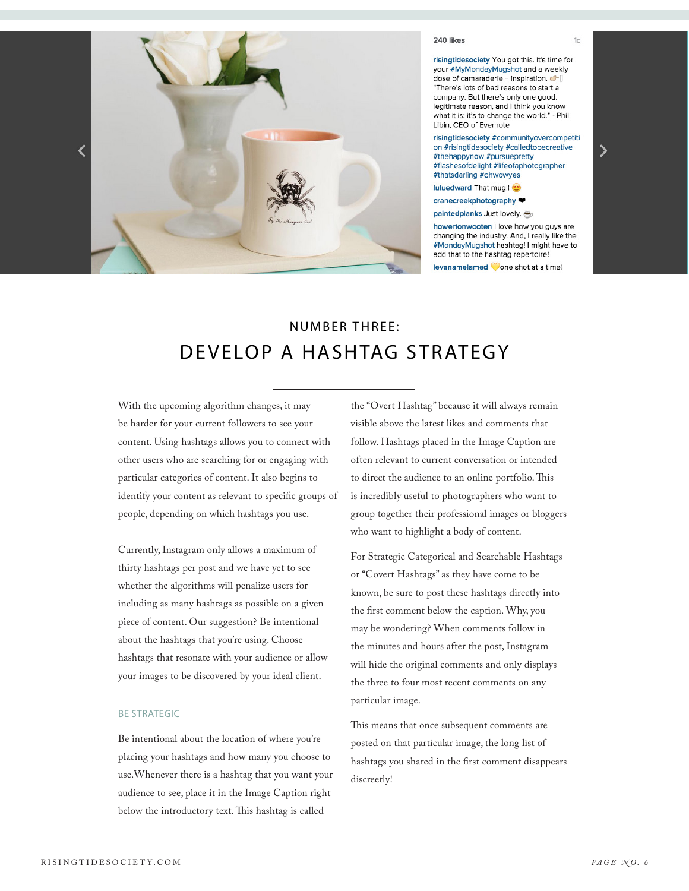## NUMBER THREE:

# DEVELOP A HASHTAG STRATEGY

With the upcoming algorithm changes, it may be harder for your current followers to see your content. Using hashtags allows you to connect with other users who are searching for or engaging with particular categories of content. It also begins to identify your content as relevant to specific groups of people, depending on which hashtags you use.

Currently, Instagram only allows a maximum of thirty hashtags per post and we have yet to see whether the algorithms will penalize users for including as many hashtags as possible on a given piece of content. Our suggestion? Be intentional about the hashtags that you're using. Choose hashtags that resonate with your audience or allow your images to be discovered by your ideal client.

### BE STRATEGIC

Be intentional about the location of where you're placing your hashtags and how many you choose to use. Whenever there is a hashtag that you want your audience to see, place it in the Image Caption right below the introductory text. This hashtag is called the "Overt Hashtag" because it will always remain visible above the latest likes and comments that follow. Hashtags placed in the Image Caption are often relevant to current conversation or intended to direct the audience to an online portfolio. This is incredibly useful to photographers who want to group together their professional images or bloggers who want to highlight a body of content.

For Strategic Categorical and Searchable Hashtags or "Covert Hashtags" as they have come to be known, be sure to post these hashtags directly into the first comment below the caption. Why, you may be wondering? When comments follow in the minutes and hours after the post, Instagram will hide the original comments and only displays the three to four most recent comments on any particular image.

This means that once subsequent comments are posted on that particular image, the long list of hashtags you shared in the first comment disappears discreetly!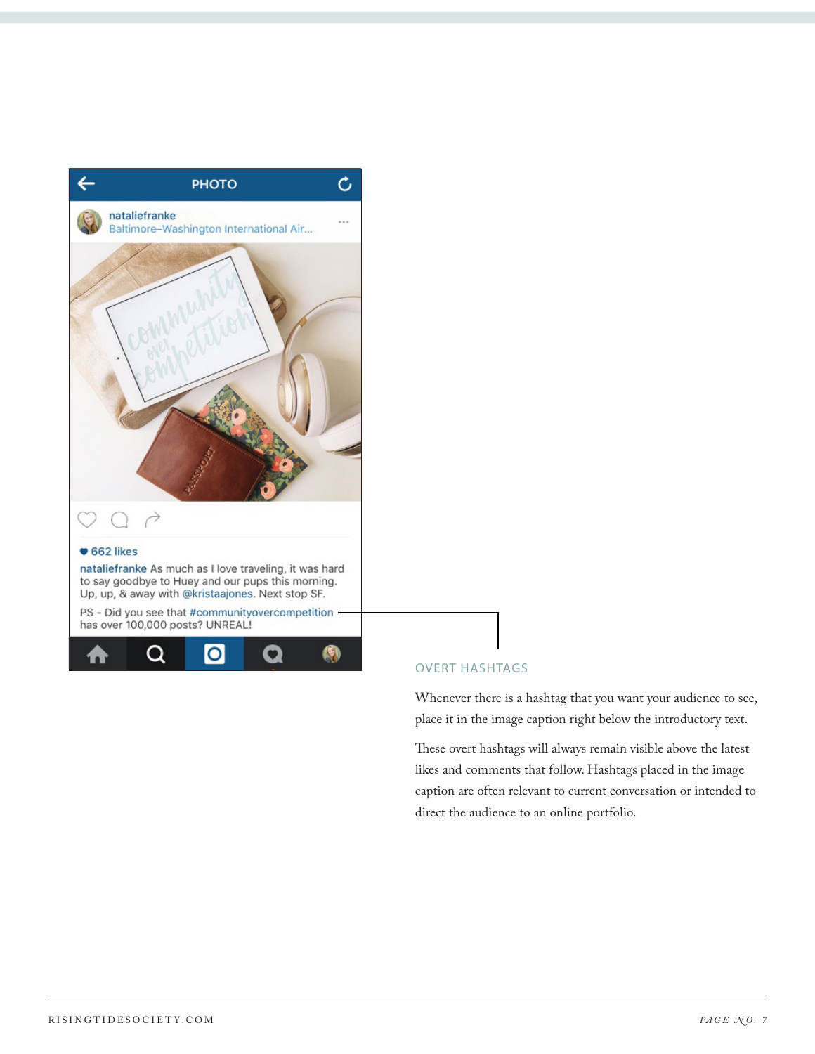## OVERT HASHTAGS

Whenever there is a hashtag that you want your audience to see, place it in the image caption right below the introductory text.

These overt hashtags will always remain visible above the latest likes and comments that follow. Hashtags placed in the image caption are often relevant to current conversation or intended to direct the audience to an online portfolio.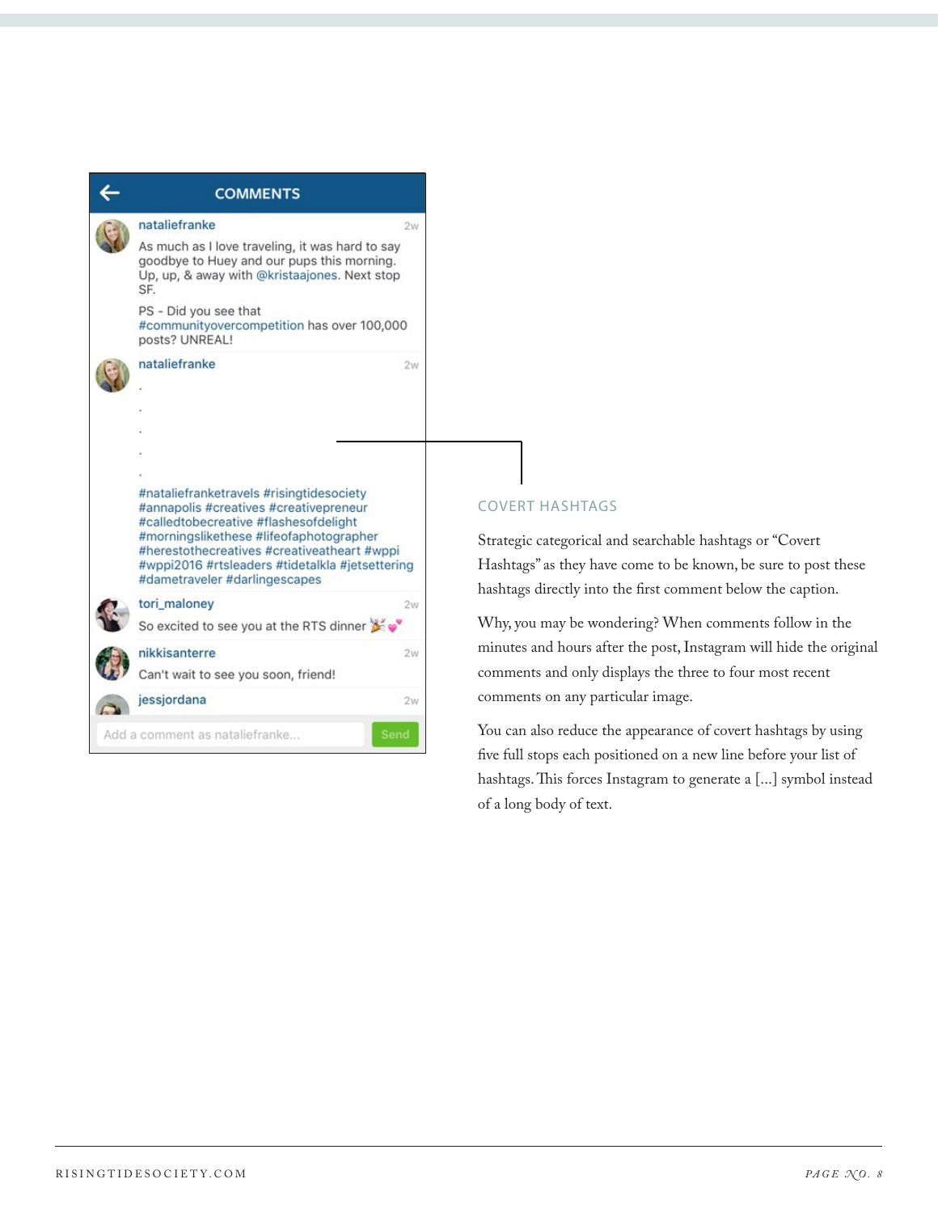## COVERT HASHTAGS

Strategic categorical and searchable hashtags or "Covert Hashtags" as they have come to be known, be sure to post these hashtags directly into the first comment below the caption.

Why, you may be wondering? When comments follow in the minutes and hours after the post, Instagram will hide the original comments and only displays the three to four most recent comments on any particular image.

You can also reduce the appearance of covert hashtags by using five full stops each positioned on a new line before your list of hashtags. This forces Instagram to generate a [...] symbol instead of a long body of text.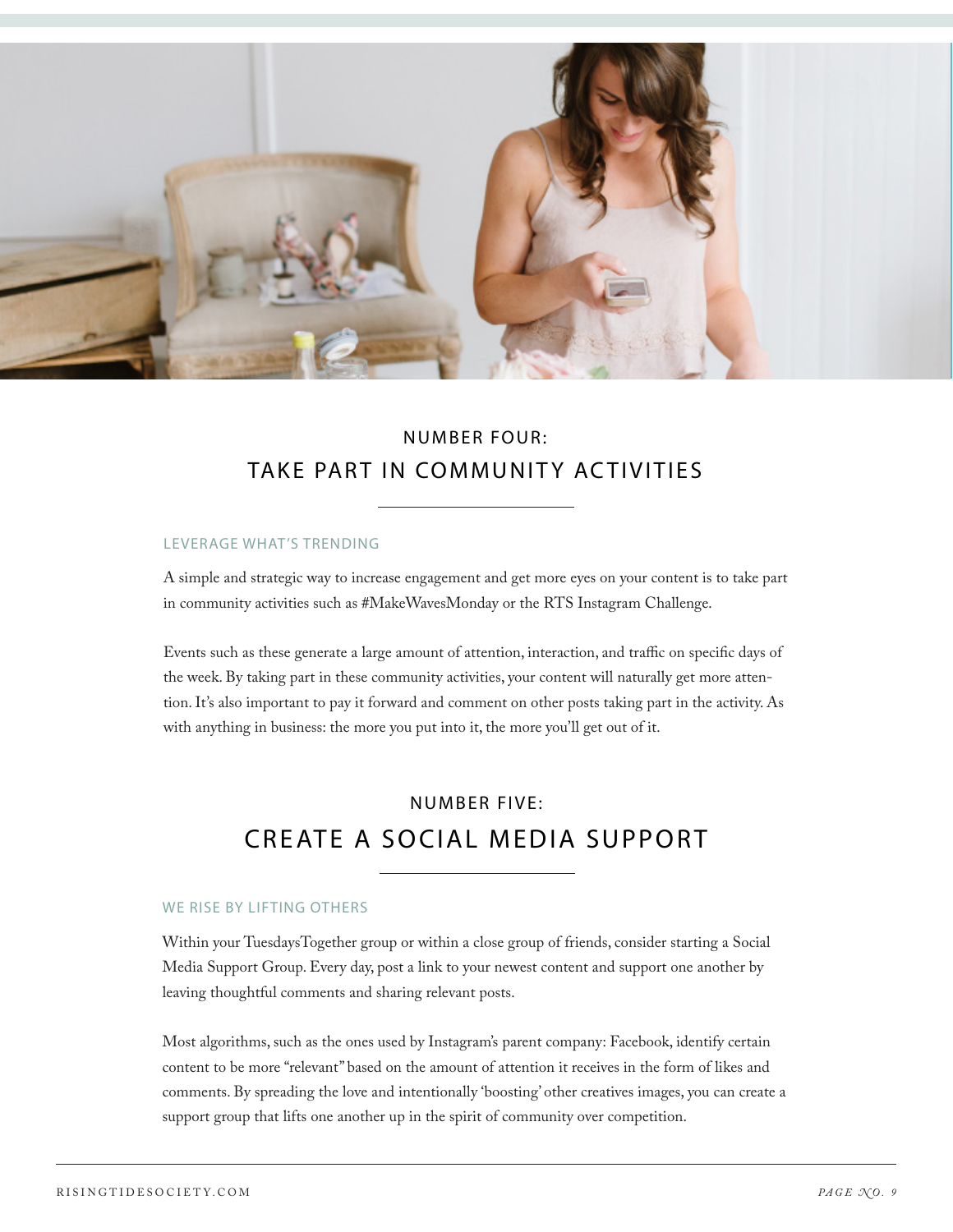## NUMBER FOUR:
## TAKE PART IN COMMUNITY ACTIVITIES

### LEVERAGE WHAT'S TRENDING

A simple and strategic way to increase engagement and get more eyes on your content is to take part in community activities such as #MakeWavesMonday or the RTS Instagram Challenge.

Events such as these generate a large amount of attention, interaction, and traffic on specific days of the week. By taking part in these community activities, your content will naturally get more attention. It's also important to pay it forward and comment on other posts taking part in the activity. As with anything in business: the more you put into it, the more you'll get out of it.

## NUMBER FIVE:
## CREATE A SOCIAL MEDIA SUPPORT

### WE RISE BY LIFTING OTHERS

Within your TuesdaysTogether group or within a close group of friends, consider starting a Social Media Support Group. Every day, post a link to your newest content and support one another by leaving thoughtful comments and sharing relevant posts.

Most algorithms, such as the ones used by Instagram's parent company: Facebook, identify certain content to be more "relevant" based on the amount of attention it receives in the form of likes and comments. By spreading the love and intentionally 'boosting' other creatives images, you can create a support group that lifts one another up in the spirit of community over competition.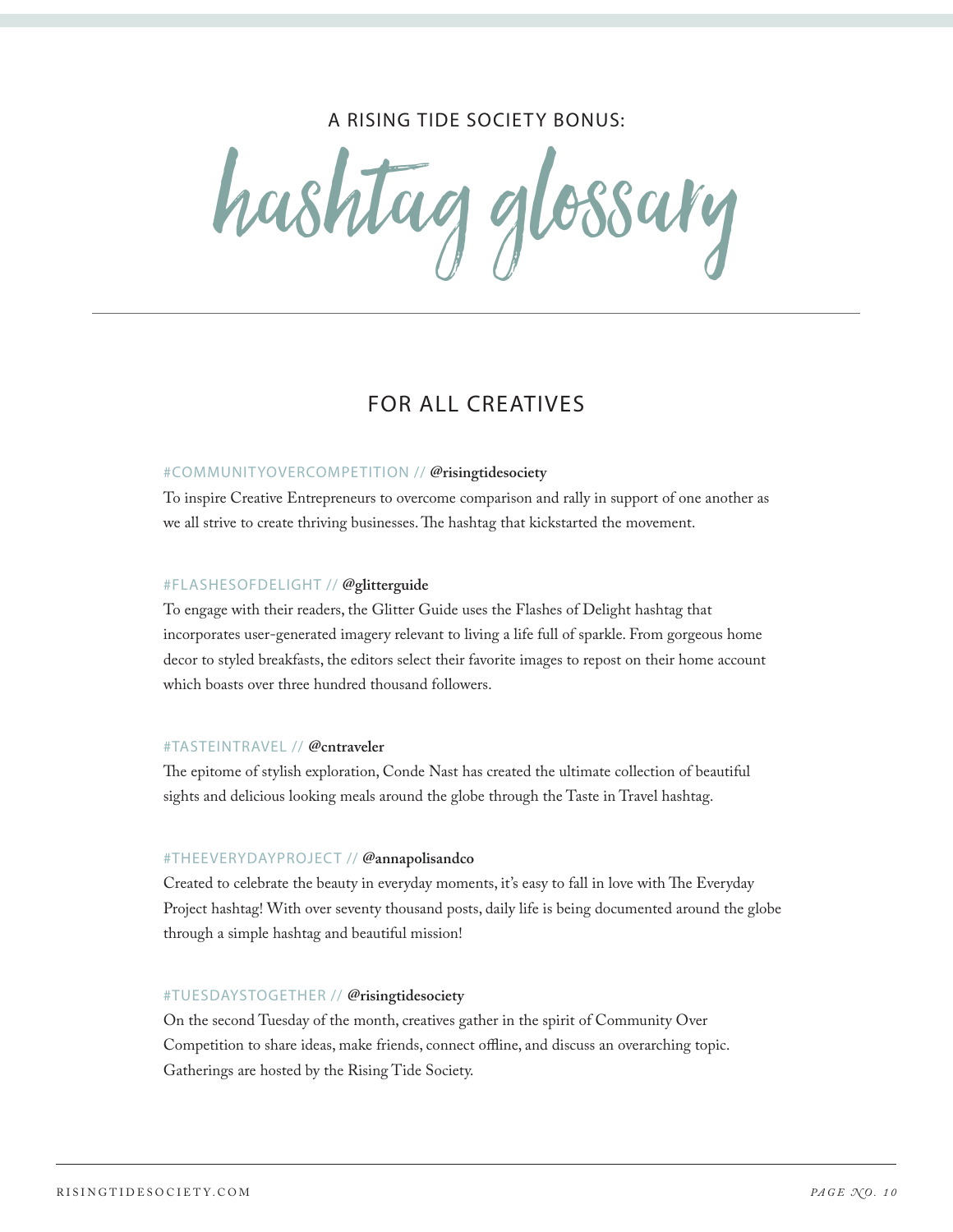A RISING TIDE SOCIETY BONUS:

# hashtag glossary

## FOR ALL CREATIVES

#COMMUNITYOVERCOMPETITION // **@risingtidesociety**

To inspire Creative Entrepreneurs to overcome comparison and rally in support of one another as we all strive to create thriving businesses. The hashtag that kickstarted the movement.

#FLASHESOFDELIGHT // **@glitterguide**

To engage with their readers, the Glitter Guide uses the Flashes of Delight hashtag that incorporates user-generated imagery relevant to living a life full of sparkle. From gorgeous home decor to styled breakfasts, the editors select their favorite images to repost on their home account which boasts over three hundred thousand followers.

#TASTEINTRAVEL // **@cntraveler**

The epitome of stylish exploration, Conde Nast has created the ultimate collection of beautiful sights and delicious looking meals around the globe through the Taste in Travel hashtag.

#THEEVERYDAYPROJECT // **@annapolisandco**

Created to celebrate the beauty in everyday moments, it's easy to fall in love with The Everyday Project hashtag! With over seventy thousand posts, daily life is being documented around the globe through a simple hashtag and beautiful mission!

#TUESDAYSTOGETHER // **@risingtidesociety**

On the second Tuesday of the month, creatives gather in the spirit of Community Over Competition to share ideas, make friends, connect offline, and discuss an overarching topic. Gatherings are hosted by the Rising Tide Society.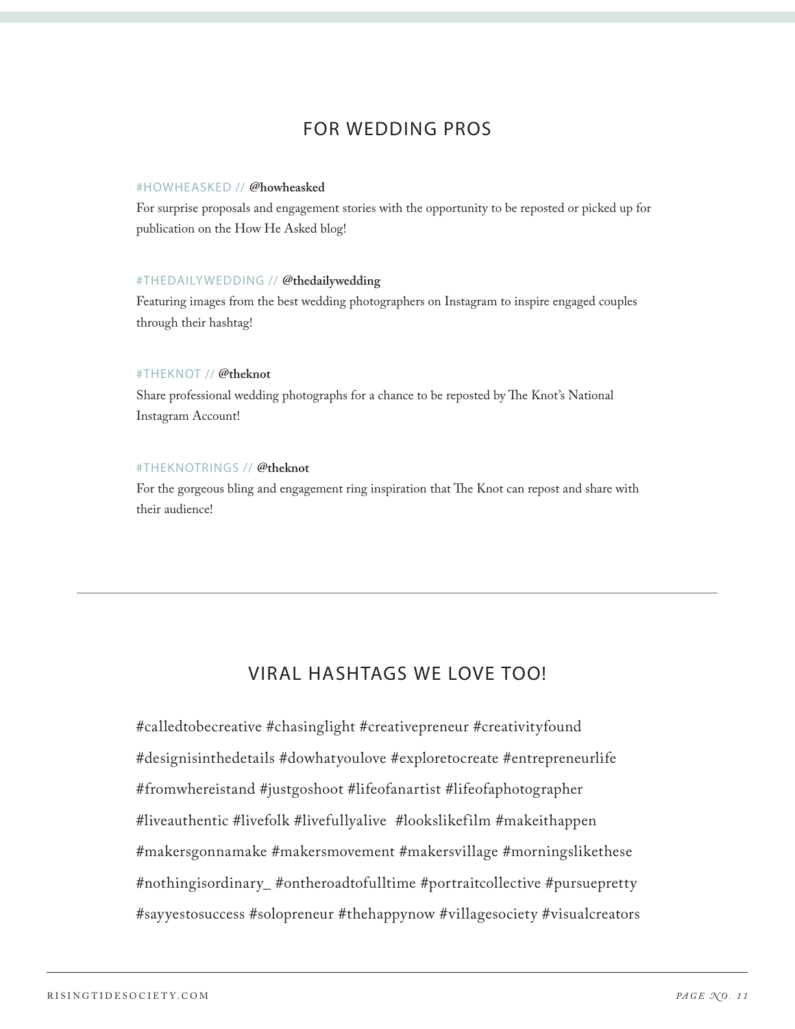## FOR WEDDING PROS

#HOWHEASKED // **@howheasked**
For surprise proposals and engagement stories with the opportunity to be reposted or picked up for publication on the How He Asked blog!

#THEDAILYWEDDING // **@thedailywedding**
Featuring images from the best wedding photographers on Instagram to inspire engaged couples through their hashtag!

#THEKNOT // **@theknot**
Share professional wedding photographs for a chance to be reposted by The Knot's National Instagram Account!

#THEKNOTRINGS // **@theknot**
For the gorgeous bling and engagement ring inspiration that The Knot can repost and share with their audience!

---

## VIRAL HASHTAGS WE LOVE TOO!

#calledtobecreative #chasinglight #creativepreneur #creativityfound #designisinthedetails #dowhatyoulove #exploretocreate #entrepreneurlife #fromwhereistand #justgoshoot #lifeofanartist #lifeofaphotographer #liveauthentic #livefolk #livefullyalive #lookslikefilm #makeithappen #makersgonnamake #makersmovement #makersvillage #morningslikethese #nothingisordinary_ #ontheroadtofulltime #portraitcollective #pursuepretty #sayyestosuccess #solopreneur #thehappynow #villagesociety #visualcreators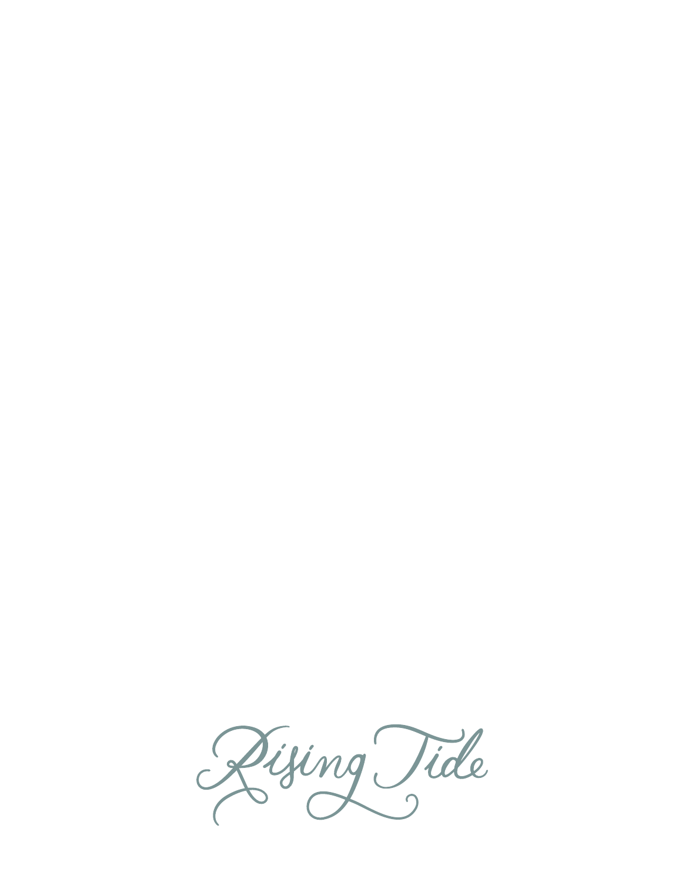Rising Tide